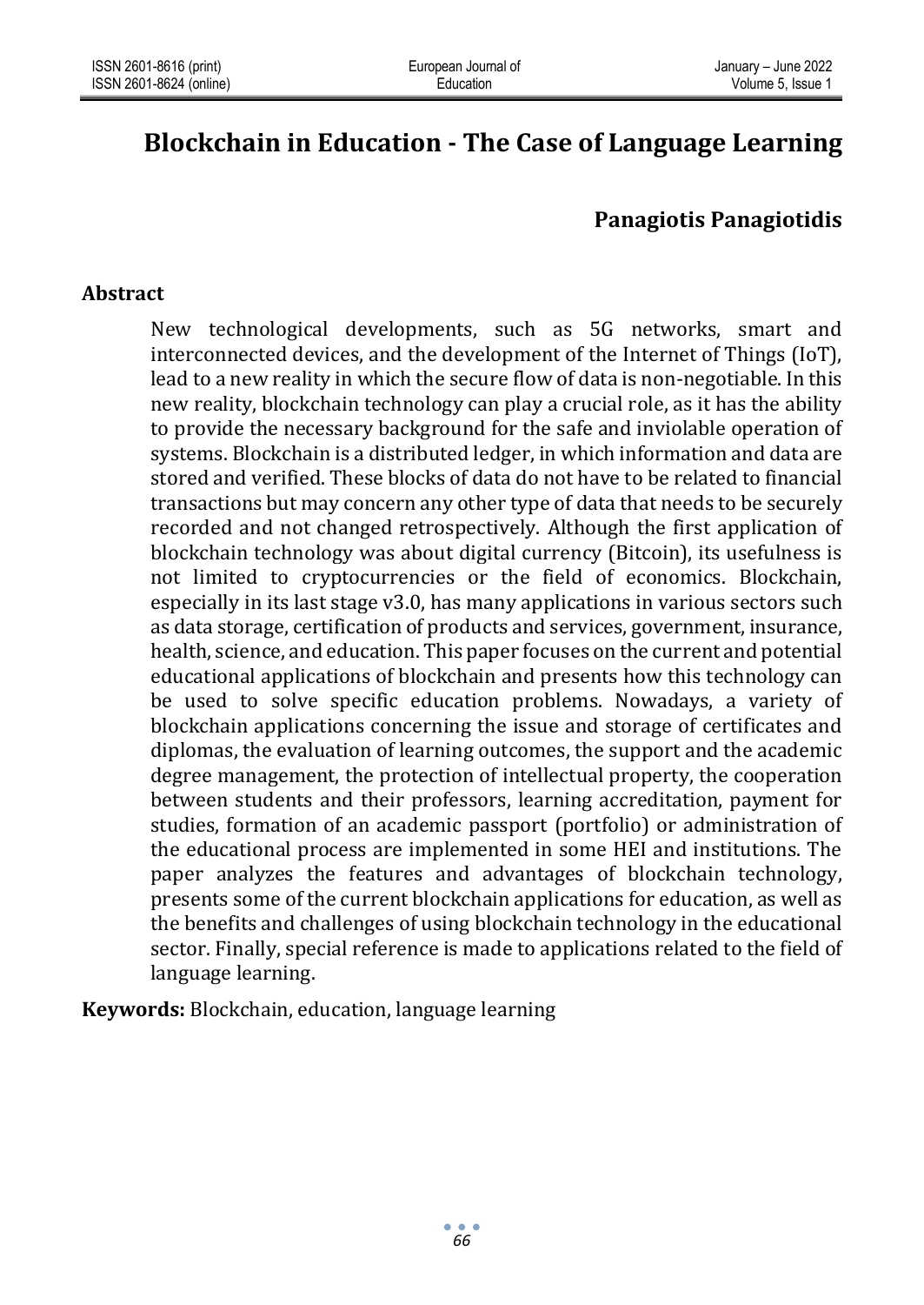# Blockchain in Education - The Case of Language Learning

**Panagiotis Panagiotidis**

## Abstract

New technological developments, such as 5G networks, smart and interconnected devices, and the development of the Internet of Things (IoT), lead to a new reality in which the secure flow of data is non-negotiable. In this new reality, blockchain technology can play a crucial role, as it has the ability to provide the necessary background for the safe and inviolable operation of systems. Blockchain is a distributed ledger, in which information and data are stored and verified. These blocks of data do not have to be related to financial transactions but may concern any other type of data that needs to be securely recorded and not changed retrospectively. Although the first application of blockchain technology was about digital currency (Bitcoin), its usefulness is not limited to cryptocurrencies or the field of economics. Blockchain, especially in its last stage v3.0, has many applications in various sectors such as data storage, certification of products and services, government, insurance, health, science, and education. This paper focuses on the current and potential educational applications of blockchain and presents how this technology can be used to solve specific education problems. Nowadays, a variety of blockchain applications concerning the issue and storage of certificates and diplomas, the evaluation of learning outcomes, the support and the academic degree management, the protection of intellectual property, the cooperation between students and their professors, learning accreditation, payment for studies, formation of an academic passport (portfolio) or administration of the educational process are implemented in some HEI and institutions. The paper analyzes the features and advantages of blockchain technology, presents some of the current blockchain applications for education, as well as the benefits and challenges of using blockchain technology in the educational sector. Finally, special reference is made to applications related to the field of language learning.

**Keywords:** Blockchain, education, language learning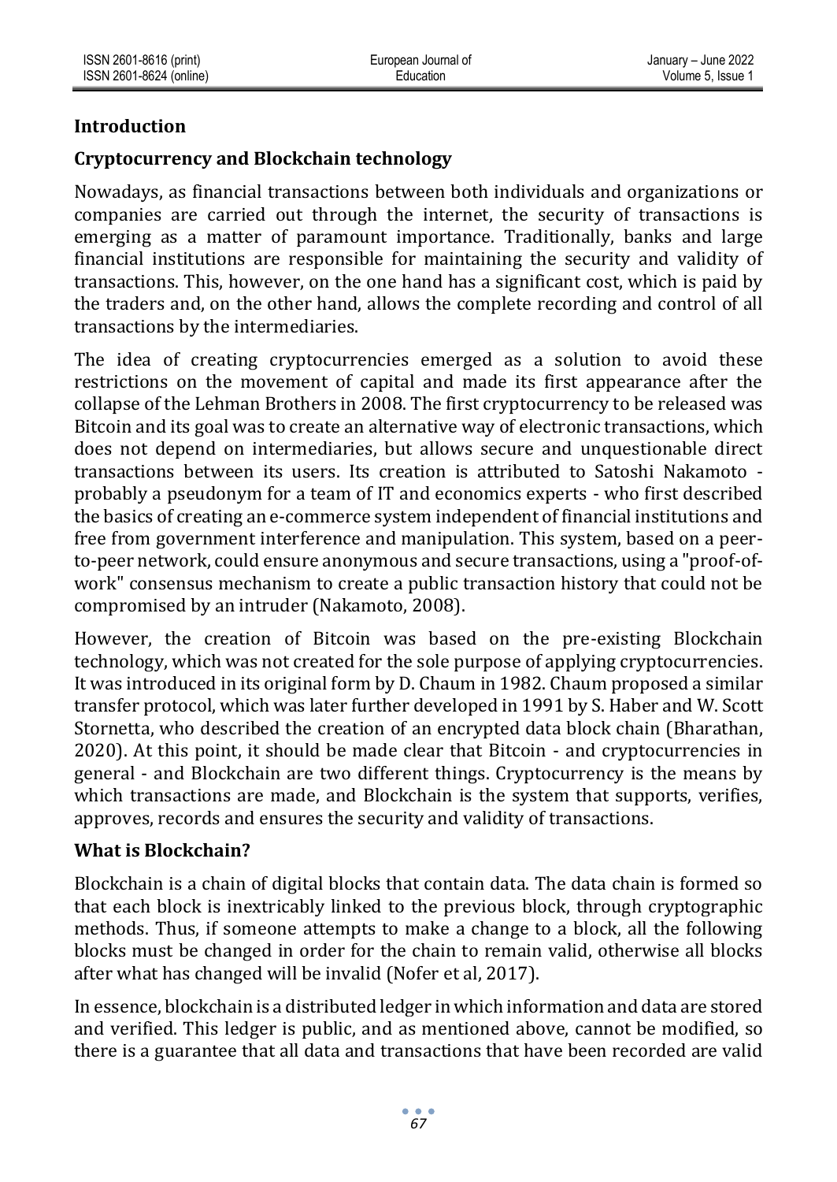## Introduction

### Cryptocurrency and Blockchain technology

Nowadays, as financial transactions between both individuals and organizations or companies are carried out through the internet, the security of transactions is emerging as a matter of paramount importance. Traditionally, banks and large financial institutions are responsible for maintaining the security and validity of transactions. This, however, on the one hand has a significant cost, which is paid by the traders and, on the other hand, allows the complete recording and control of all transactions by the intermediaries.

The idea of creating cryptocurrencies emerged as a solution to avoid these restrictions on the movement of capital and made its first appearance after the collapse of the Lehman Brothers in 2008. The first cryptocurrency to be released was Bitcoin and its goal was to create an alternative way of electronic transactions, which does not depend on intermediaries, but allows secure and unquestionable direct transactions between its users. Its creation is attributed to Satoshi Nakamoto - probably a pseudonym for a team of IT and economics experts - who first described the basics of creating an e-commerce system independent of financial institutions and free from government interference and manipulation. This system, based on a peer-to-peer network, could ensure anonymous and secure transactions, using a "proof-of-work" consensus mechanism to create a public transaction history that could not be compromised by an intruder (Nakamoto, 2008).

However, the creation of Bitcoin was based on the pre-existing Blockchain technology, which was not created for the sole purpose of applying cryptocurrencies. It was introduced in its original form by D. Chaum in 1982. Chaum proposed a similar transfer protocol, which was later further developed in 1991 by S. Haber and W. Scott Stornetta, who described the creation of an encrypted data block chain (Bharathan, 2020). At this point, it should be made clear that Bitcoin - and cryptocurrencies in general - and Blockchain are two different things. Cryptocurrency is the means by which transactions are made, and Blockchain is the system that supports, verifies, approves, records and ensures the security and validity of transactions.

### What is Blockchain?

Blockchain is a chain of digital blocks that contain data. The data chain is formed so that each block is inextricably linked to the previous block, through cryptographic methods. Thus, if someone attempts to make a change to a block, all the following blocks must be changed in order for the chain to remain valid, otherwise all blocks after what has changed will be invalid (Nofer et al, 2017).

In essence, blockchain is a distributed ledger in which information and data are stored and verified. This ledger is public, and as mentioned above, cannot be modified, so there is a guarantee that all data and transactions that have been recorded are valid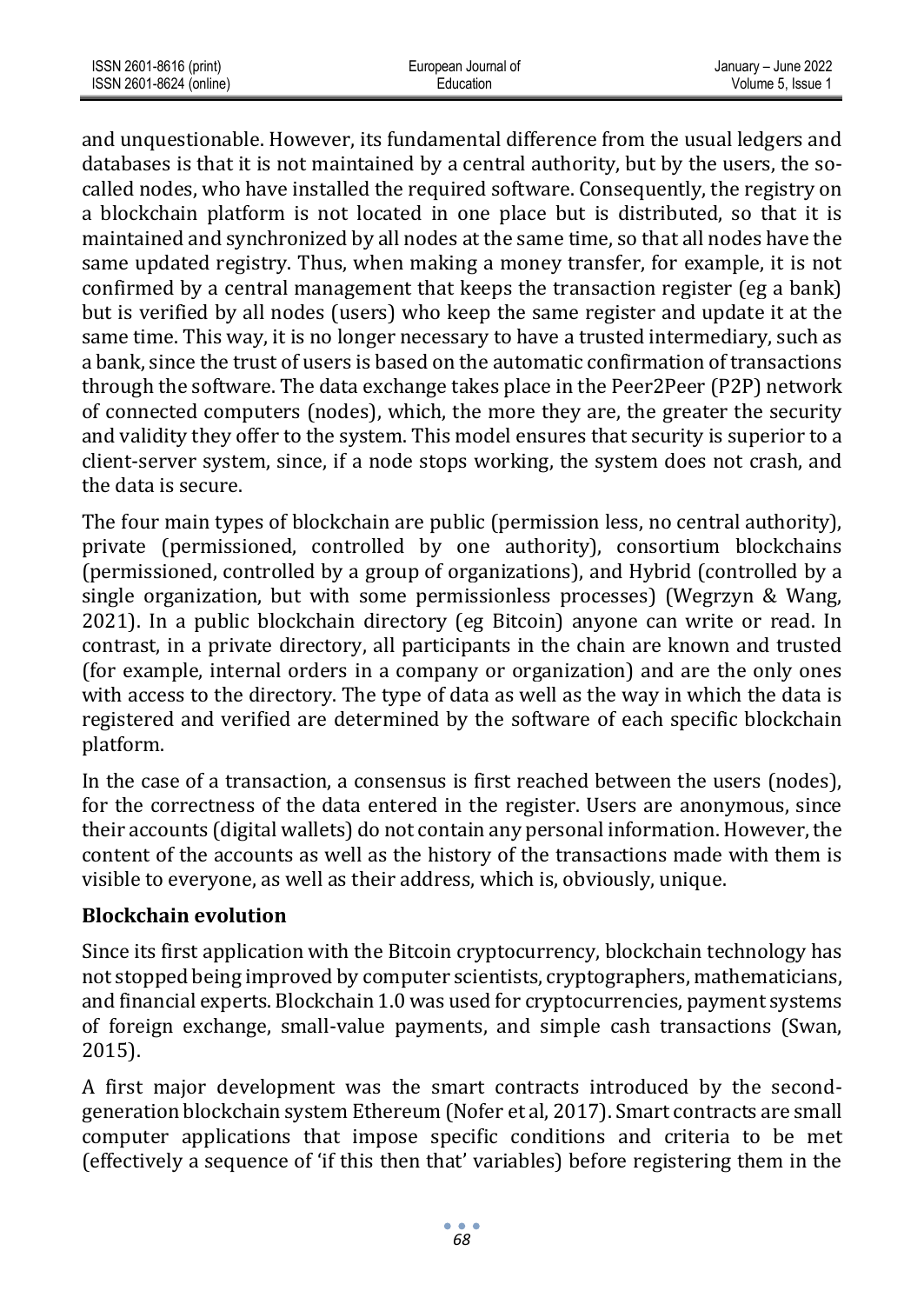and unquestionable. However, its fundamental difference from the usual ledgers and databases is that it is not maintained by a central authority, but by the users, the so-called nodes, who have installed the required software. Consequently, the registry on a blockchain platform is not located in one place but is distributed, so that it is maintained and synchronized by all nodes at the same time, so that all nodes have the same updated registry. Thus, when making a money transfer, for example, it is not confirmed by a central management that keeps the transaction register (eg a bank) but is verified by all nodes (users) who keep the same register and update it at the same time. This way, it is no longer necessary to have a trusted intermediary, such as a bank, since the trust of users is based on the automatic confirmation of transactions through the software. The data exchange takes place in the Peer2Peer (P2P) network of connected computers (nodes), which, the more they are, the greater the security and validity they offer to the system. This model ensures that security is superior to a client-server system, since, if a node stops working, the system does not crash, and the data is secure.

The four main types of blockchain are public (permission less, no central authority), private (permissioned, controlled by one authority), consortium blockchains (permissioned, controlled by a group of organizations), and Hybrid (controlled by a single organization, but with some permissionless processes) (Wegrzyn & Wang, 2021). In a public blockchain directory (eg Bitcoin) anyone can write or read. In contrast, in a private directory, all participants in the chain are known and trusted (for example, internal orders in a company or organization) and are the only ones with access to the directory. The type of data as well as the way in which the data is registered and verified are determined by the software of each specific blockchain platform.

In the case of a transaction, a consensus is first reached between the users (nodes), for the correctness of the data entered in the register. Users are anonymous, since their accounts (digital wallets) do not contain any personal information. However, the content of the accounts as well as the history of the transactions made with them is visible to everyone, as well as their address, which is, obviously, unique.

**Blockchain evolution**

Since its first application with the Bitcoin cryptocurrency, blockchain technology has not stopped being improved by computer scientists, cryptographers, mathematicians, and financial experts. Blockchain 1.0 was used for cryptocurrencies, payment systems of foreign exchange, small-value payments, and simple cash transactions (Swan, 2015).

A first major development was the smart contracts introduced by the second-generation blockchain system Ethereum (Nofer et al, 2017). Smart contracts are small computer applications that impose specific conditions and criteria to be met (effectively a sequence of 'if this then that' variables) before registering them in the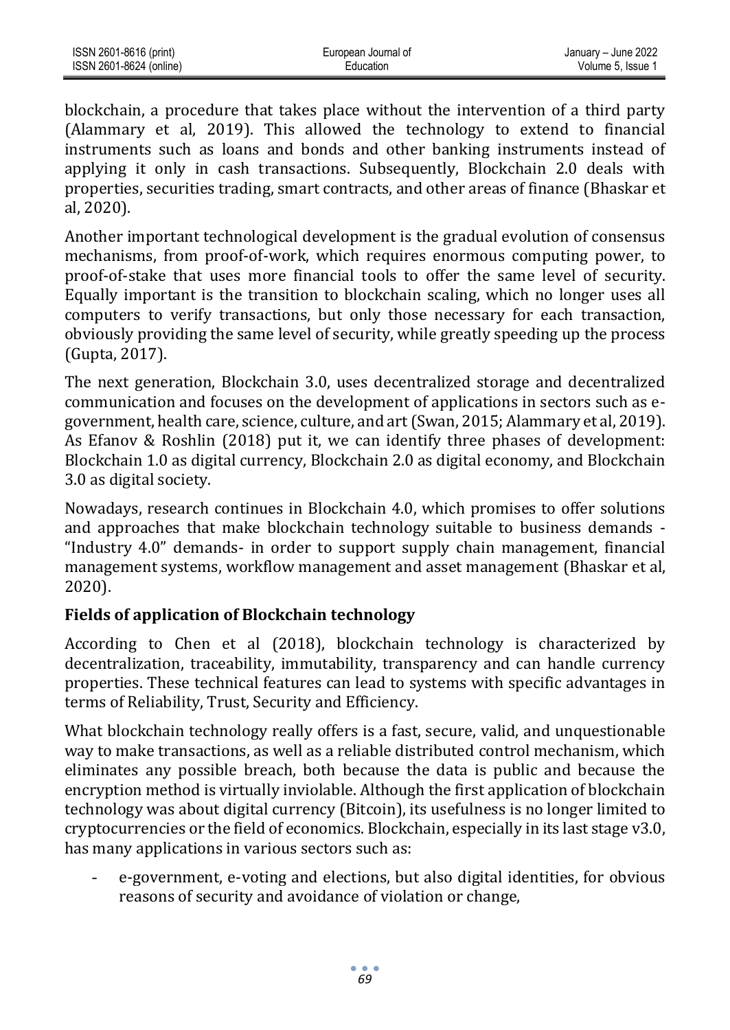blockchain, a procedure that takes place without the intervention of a third party (Alammary et al, 2019). This allowed the technology to extend to financial instruments such as loans and bonds and other banking instruments instead of applying it only in cash transactions. Subsequently, Blockchain 2.0 deals with properties, securities trading, smart contracts, and other areas of finance (Bhaskar et al, 2020).

Another important technological development is the gradual evolution of consensus mechanisms, from proof-of-work, which requires enormous computing power, to proof-of-stake that uses more financial tools to offer the same level of security. Equally important is the transition to blockchain scaling, which no longer uses all computers to verify transactions, but only those necessary for each transaction, obviously providing the same level of security, while greatly speeding up the process (Gupta, 2017).

The next generation, Blockchain 3.0, uses decentralized storage and decentralized communication and focuses on the development of applications in sectors such as e-government, health care, science, culture, and art (Swan, 2015; Alammary et al, 2019). As Efanov & Roshlin (2018) put it, we can identify three phases of development: Blockchain 1.0 as digital currency, Blockchain 2.0 as digital economy, and Blockchain 3.0 as digital society.

Nowadays, research continues in Blockchain 4.0, which promises to offer solutions and approaches that make blockchain technology suitable to business demands - "Industry 4.0" demands- in order to support supply chain management, financial management systems, workflow management and asset management (Bhaskar et al, 2020).

## Fields of application of Blockchain technology

According to Chen et al (2018), blockchain technology is characterized by decentralization, traceability, immutability, transparency and can handle currency properties. These technical features can lead to systems with specific advantages in terms of Reliability, Trust, Security and Efficiency.

What blockchain technology really offers is a fast, secure, valid, and unquestionable way to make transactions, as well as a reliable distributed control mechanism, which eliminates any possible breach, both because the data is public and because the encryption method is virtually inviolable. Although the first application of blockchain technology was about digital currency (Bitcoin), its usefulness is no longer limited to cryptocurrencies or the field of economics. Blockchain, especially in its last stage v3.0, has many applications in various sectors such as:

- e-government, e-voting and elections, but also digital identities, for obvious reasons of security and avoidance of violation or change,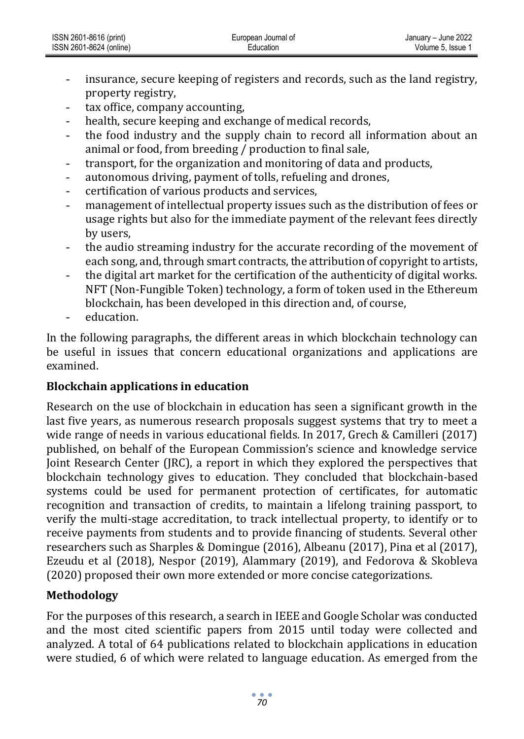- insurance, secure keeping of registers and records, such as the land registry, property registry,
- tax office, company accounting,
- health, secure keeping and exchange of medical records,
- the food industry and the supply chain to record all information about an animal or food, from breeding / production to final sale,
- transport, for the organization and monitoring of data and products,
- autonomous driving, payment of tolls, refueling and drones,
- certification of various products and services,
- management of intellectual property issues such as the distribution of fees or usage rights but also for the immediate payment of the relevant fees directly by users,
- the audio streaming industry for the accurate recording of the movement of each song, and, through smart contracts, the attribution of copyright to artists,
- the digital art market for the certification of the authenticity of digital works. NFT (Non-Fungible Token) technology, a form of token used in the Ethereum blockchain, has been developed in this direction and, of course,
- education.

In the following paragraphs, the different areas in which blockchain technology can be useful in issues that concern educational organizations and applications are examined.

## Blockchain applications in education

Research on the use of blockchain in education has seen a significant growth in the last five years, as numerous research proposals suggest systems that try to meet a wide range of needs in various educational fields. In 2017, Grech & Camilleri (2017) published, on behalf of the European Commission's science and knowledge service Joint Research Center (JRC), a report in which they explored the perspectives that blockchain technology gives to education. They concluded that blockchain-based systems could be used for permanent protection of certificates, for automatic recognition and transaction of credits, to maintain a lifelong training passport, to verify the multi-stage accreditation, to track intellectual property, to identify or to receive payments from students and to provide financing of students. Several other researchers such as Sharples & Domingue (2016), Albeanu (2017), Pina et al (2017), Ezeudu et al (2018), Nespor (2019), Alammary (2019), and Fedorova & Skobleva (2020) proposed their own more extended or more concise categorizations.

## Methodology

For the purposes of this research, a search in IEEE and Google Scholar was conducted and the most cited scientific papers from 2015 until today were collected and analyzed. A total of 64 publications related to blockchain applications in education were studied, 6 of which were related to language education. As emerged from the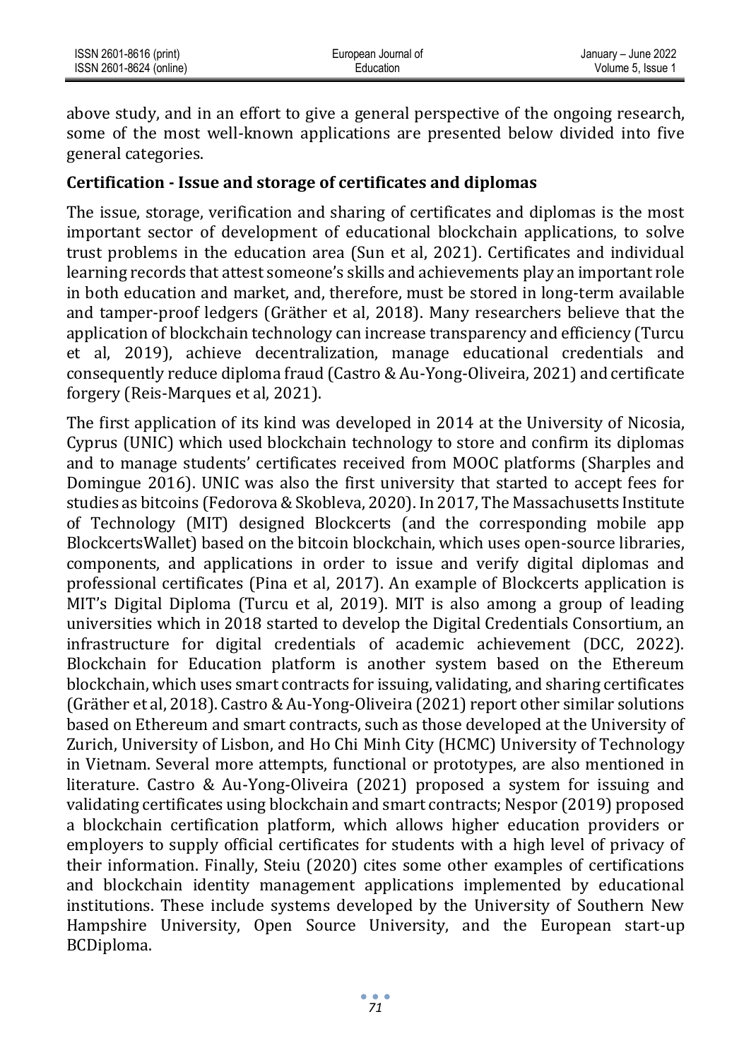above study, and in an effort to give a general perspective of the ongoing research, some of the most well-known applications are presented below divided into five general categories.

## Certification - Issue and storage of certificates and diplomas

The issue, storage, verification and sharing of certificates and diplomas is the most important sector of development of educational blockchain applications, to solve trust problems in the education area (Sun et al, 2021). Certificates and individual learning records that attest someone's skills and achievements play an important role in both education and market, and, therefore, must be stored in long-term available and tamper-proof ledgers (Gräther et al, 2018). Many researchers believe that the application of blockchain technology can increase transparency and efficiency (Turcu et al, 2019), achieve decentralization, manage educational credentials and consequently reduce diploma fraud (Castro & Au-Yong-Oliveira, 2021) and certificate forgery (Reis-Marques et al, 2021).

The first application of its kind was developed in 2014 at the University of Nicosia, Cyprus (UNIC) which used blockchain technology to store and confirm its diplomas and to manage students' certificates received from MOOC platforms (Sharples and Domingue 2016). UNIC was also the first university that started to accept fees for studies as bitcoins (Fedorova & Skobleva, 2020). In 2017, The Massachusetts Institute of Technology (MIT) designed Blockcerts (and the corresponding mobile app BlockcertsWallet) based on the bitcoin blockchain, which uses open-source libraries, components, and applications in order to issue and verify digital diplomas and professional certificates (Pina et al, 2017). An example of Blockcerts application is MIT's Digital Diploma (Turcu et al, 2019). MIT is also among a group of leading universities which in 2018 started to develop the Digital Credentials Consortium, an infrastructure for digital credentials of academic achievement (DCC, 2022). Blockchain for Education platform is another system based on the Ethereum blockchain, which uses smart contracts for issuing, validating, and sharing certificates (Gräther et al, 2018). Castro & Au-Yong-Oliveira (2021) report other similar solutions based on Ethereum and smart contracts, such as those developed at the University of Zurich, University of Lisbon, and Ho Chi Minh City (HCMC) University of Technology in Vietnam. Several more attempts, functional or prototypes, are also mentioned in literature. Castro & Au-Yong-Oliveira (2021) proposed a system for issuing and validating certificates using blockchain and smart contracts; Nespor (2019) proposed a blockchain certification platform, which allows higher education providers or employers to supply official certificates for students with a high level of privacy of their information. Finally, Steiu (2020) cites some other examples of certifications and blockchain identity management applications implemented by educational institutions. These include systems developed by the University of Southern New Hampshire University, Open Source University, and the European start-up BCDiploma.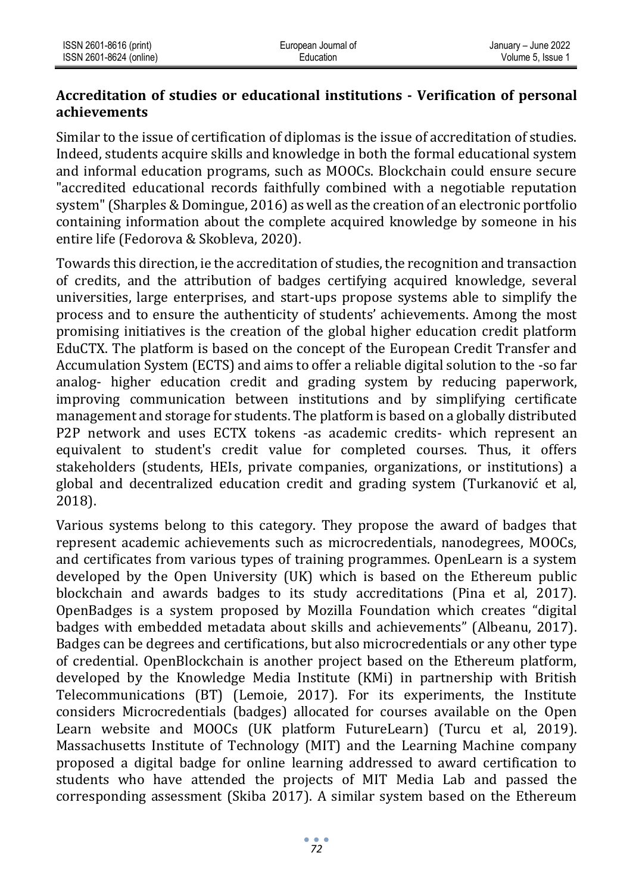### Accreditation of studies or educational institutions - Verification of personal achievements

Similar to the issue of certification of diplomas is the issue of accreditation of studies. Indeed, students acquire skills and knowledge in both the formal educational system and informal education programs, such as MOOCs. Blockchain could ensure secure "accredited educational records faithfully combined with a negotiable reputation system" (Sharples & Domingue, 2016) as well as the creation of an electronic portfolio containing information about the complete acquired knowledge by someone in his entire life (Fedorova & Skobleva, 2020).

Towards this direction, ie the accreditation of studies, the recognition and transaction of credits, and the attribution of badges certifying acquired knowledge, several universities, large enterprises, and start-ups propose systems able to simplify the process and to ensure the authenticity of students' achievements. Among the most promising initiatives is the creation of the global higher education credit platform EduCTX. The platform is based on the concept of the European Credit Transfer and Accumulation System (ECTS) and aims to offer a reliable digital solution to the -so far analog- higher education credit and grading system by reducing paperwork, improving communication between institutions and by simplifying certificate management and storage for students. The platform is based on a globally distributed P2P network and uses ECTX tokens -as academic credits- which represent an equivalent to student's credit value for completed courses. Thus, it offers stakeholders (students, HEIs, private companies, organizations, or institutions) a global and decentralized education credit and grading system (Turkanović et al, 2018).

Various systems belong to this category. They propose the award of badges that represent academic achievements such as microcredentials, nanodegrees, MOOCs, and certificates from various types of training programmes. OpenLearn is a system developed by the Open University (UK) which is based on the Ethereum public blockchain and awards badges to its study accreditations (Pina et al, 2017). OpenBadges is a system proposed by Mozilla Foundation which creates "digital badges with embedded metadata about skills and achievements" (Albeanu, 2017). Badges can be degrees and certifications, but also microcredentials or any other type of credential. OpenBlockchain is another project based on the Ethereum platform, developed by the Knowledge Media Institute (KMi) in partnership with British Telecommunications (BT) (Lemoie, 2017). For its experiments, the Institute considers Microcredentials (badges) allocated for courses available on the Open Learn website and MOOCs (UK platform FutureLearn) (Turcu et al, 2019). Massachusetts Institute of Technology (MIT) and the Learning Machine company proposed a digital badge for online learning addressed to award certification to students who have attended the projects of MIT Media Lab and passed the corresponding assessment (Skiba 2017). A similar system based on the Ethereum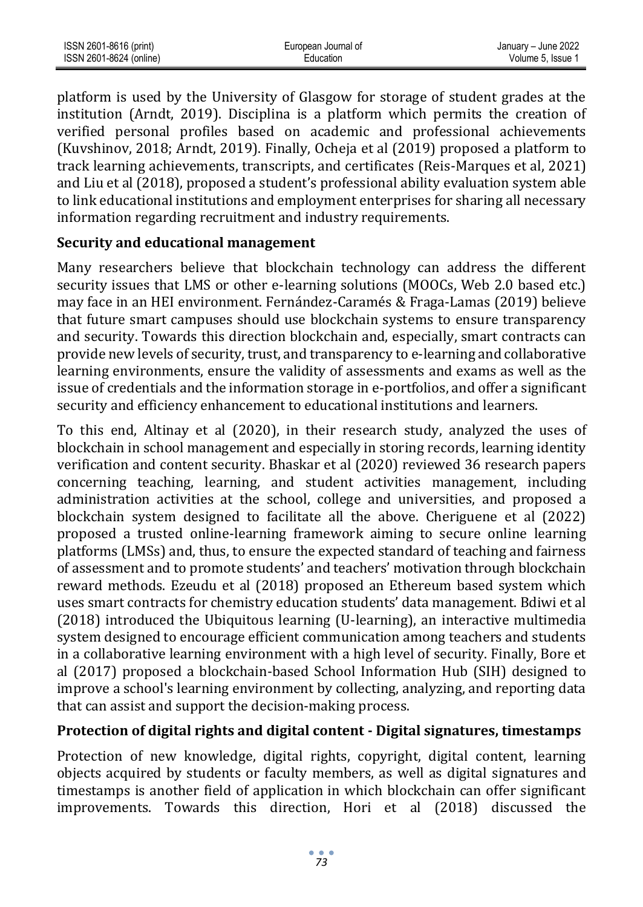platform is used by the University of Glasgow for storage of student grades at the institution (Arndt, 2019). Disciplina is a platform which permits the creation of verified personal profiles based on academic and professional achievements (Kuvshinov, 2018; Arndt, 2019). Finally, Ocheja et al (2019) proposed a platform to track learning achievements, transcripts, and certificates (Reis-Marques et al, 2021) and Liu et al (2018), proposed a student's professional ability evaluation system able to link educational institutions and employment enterprises for sharing all necessary information regarding recruitment and industry requirements.

### Security and educational management

Many researchers believe that blockchain technology can address the different security issues that LMS or other e-learning solutions (MOOCs, Web 2.0 based etc.) may face in an HEI environment. Fernández-Caramés & Fraga-Lamas (2019) believe that future smart campuses should use blockchain systems to ensure transparency and security. Towards this direction blockchain and, especially, smart contracts can provide new levels of security, trust, and transparency to e-learning and collaborative learning environments, ensure the validity of assessments and exams as well as the issue of credentials and the information storage in e-portfolios, and offer a significant security and efficiency enhancement to educational institutions and learners.

To this end, Altinay et al (2020), in their research study, analyzed the uses of blockchain in school management and especially in storing records, learning identity verification and content security. Bhaskar et al (2020) reviewed 36 research papers concerning teaching, learning, and student activities management, including administration activities at the school, college and universities, and proposed a blockchain system designed to facilitate all the above. Cheriguene et al (2022) proposed a trusted online-learning framework aiming to secure online learning platforms (LMSs) and, thus, to ensure the expected standard of teaching and fairness of assessment and to promote students' and teachers' motivation through blockchain reward methods. Ezeudu et al (2018) proposed an Ethereum based system which uses smart contracts for chemistry education students' data management. Bdiwi et al (2018) introduced the Ubiquitous learning (U-learning), an interactive multimedia system designed to encourage efficient communication among teachers and students in a collaborative learning environment with a high level of security. Finally, Bore et al (2017) proposed a blockchain-based School Information Hub (SIH) designed to improve a school's learning environment by collecting, analyzing, and reporting data that can assist and support the decision-making process.

### Protection of digital rights and digital content - Digital signatures, timestamps

Protection of new knowledge, digital rights, copyright, digital content, learning objects acquired by students or faculty members, as well as digital signatures and timestamps is another field of application in which blockchain can offer significant improvements. Towards this direction, Hori et al (2018) discussed the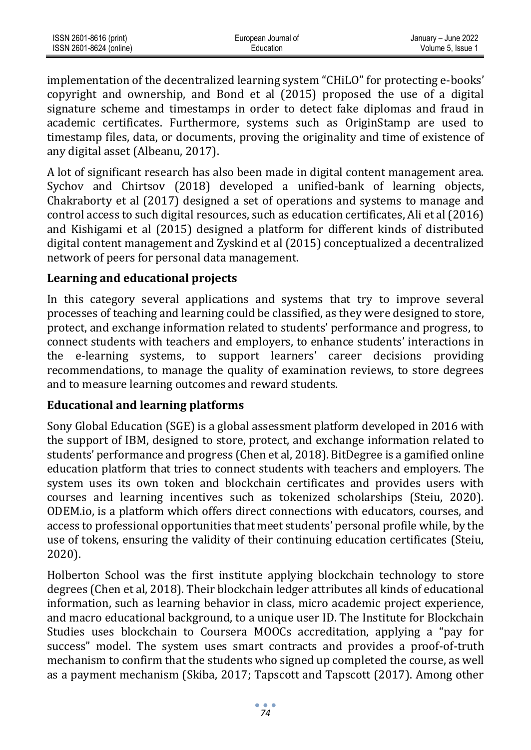implementation of the decentralized learning system "CHiLO" for protecting e-books' copyright and ownership, and Bond et al (2015) proposed the use of a digital signature scheme and timestamps in order to detect fake diplomas and fraud in academic certificates. Furthermore, systems such as OriginStamp are used to timestamp files, data, or documents, proving the originality and time of existence of any digital asset (Albeanu, 2017).

A lot of significant research has also been made in digital content management area. Sychov and Chirtsov (2018) developed a unified-bank of learning objects, Chakraborty et al (2017) designed a set of operations and systems to manage and control access to such digital resources, such as education certificates, Ali et al (2016) and Kishigami et al (2015) designed a platform for different kinds of distributed digital content management and Zyskind et al (2015) conceptualized a decentralized network of peers for personal data management.

**Learning and educational projects**

In this category several applications and systems that try to improve several processes of teaching and learning could be classified, as they were designed to store, protect, and exchange information related to students' performance and progress, to connect students with teachers and employers, to enhance students' interactions in the e-learning systems, to support learners' career decisions providing recommendations, to manage the quality of examination reviews, to store degrees and to measure learning outcomes and reward students.

**Educational and learning platforms**

Sony Global Education (SGE) is a global assessment platform developed in 2016 with the support of IBM, designed to store, protect, and exchange information related to students' performance and progress (Chen et al, 2018). BitDegree is a gamified online education platform that tries to connect students with teachers and employers. The system uses its own token and blockchain certificates and provides users with courses and learning incentives such as tokenized scholarships (Steiu, 2020). ODEM.io, is a platform which offers direct connections with educators, courses, and access to professional opportunities that meet students' personal profile while, by the use of tokens, ensuring the validity of their continuing education certificates (Steiu, 2020).

Holberton School was the first institute applying blockchain technology to store degrees (Chen et al, 2018). Their blockchain ledger attributes all kinds of educational information, such as learning behavior in class, micro academic project experience, and macro educational background, to a unique user ID. The Institute for Blockchain Studies uses blockchain to Coursera MOOCs accreditation, applying a "pay for success" model. The system uses smart contracts and provides a proof-of-truth mechanism to confirm that the students who signed up completed the course, as well as a payment mechanism (Skiba, 2017; Tapscott and Tapscott (2017). Among other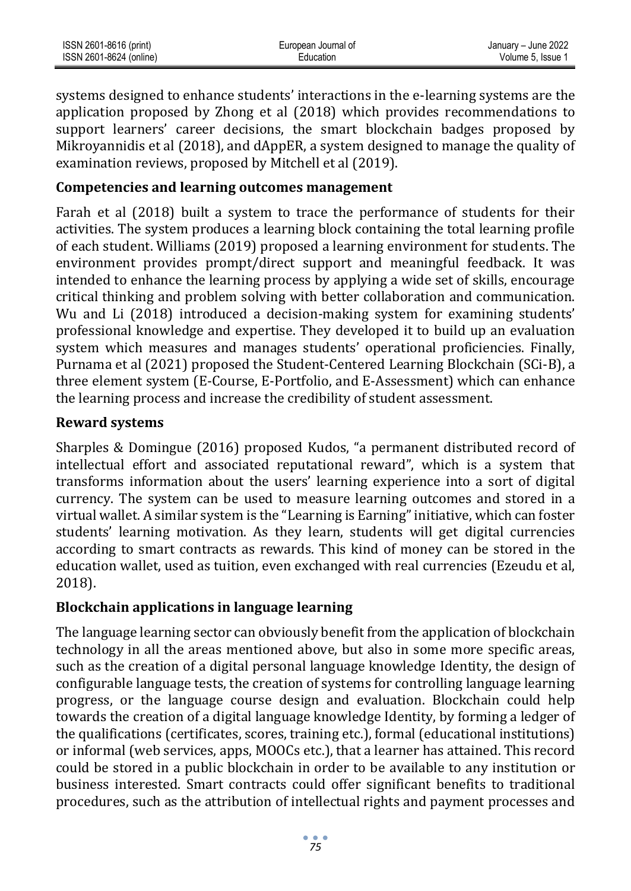systems designed to enhance students' interactions in the e-learning systems are the application proposed by Zhong et al (2018) which provides recommendations to support learners' career decisions, the smart blockchain badges proposed by Mikroyannidis et al (2018), and dAppER, a system designed to manage the quality of examination reviews, proposed by Mitchell et al (2019).

### Competencies and learning outcomes management

Farah et al (2018) built a system to trace the performance of students for their activities. The system produces a learning block containing the total learning profile of each student. Williams (2019) proposed a learning environment for students. The environment provides prompt/direct support and meaningful feedback. It was intended to enhance the learning process by applying a wide set of skills, encourage critical thinking and problem solving with better collaboration and communication. Wu and Li (2018) introduced a decision-making system for examining students' professional knowledge and expertise. They developed it to build up an evaluation system which measures and manages students' operational proficiencies. Finally, Purnama et al (2021) proposed the Student-Centered Learning Blockchain (SCi-B), a three element system (E-Course, E-Portfolio, and E-Assessment) which can enhance the learning process and increase the credibility of student assessment.

### Reward systems

Sharples & Domingue (2016) proposed Kudos, "a permanent distributed record of intellectual effort and associated reputational reward", which is a system that transforms information about the users' learning experience into a sort of digital currency. The system can be used to measure learning outcomes and stored in a virtual wallet. A similar system is the "Learning is Earning" initiative, which can foster students' learning motivation. As they learn, students will get digital currencies according to smart contracts as rewards. This kind of money can be stored in the education wallet, used as tuition, even exchanged with real currencies (Ezeudu et al, 2018).

### Blockchain applications in language learning

The language learning sector can obviously benefit from the application of blockchain technology in all the areas mentioned above, but also in some more specific areas, such as the creation of a digital personal language knowledge Identity, the design of configurable language tests, the creation of systems for controlling language learning progress, or the language course design and evaluation. Blockchain could help towards the creation of a digital language knowledge Identity, by forming a ledger of the qualifications (certificates, scores, training etc.), formal (educational institutions) or informal (web services, apps, MOOCs etc.), that a learner has attained. This record could be stored in a public blockchain in order to be available to any institution or business interested. Smart contracts could offer significant benefits to traditional procedures, such as the attribution of intellectual rights and payment processes and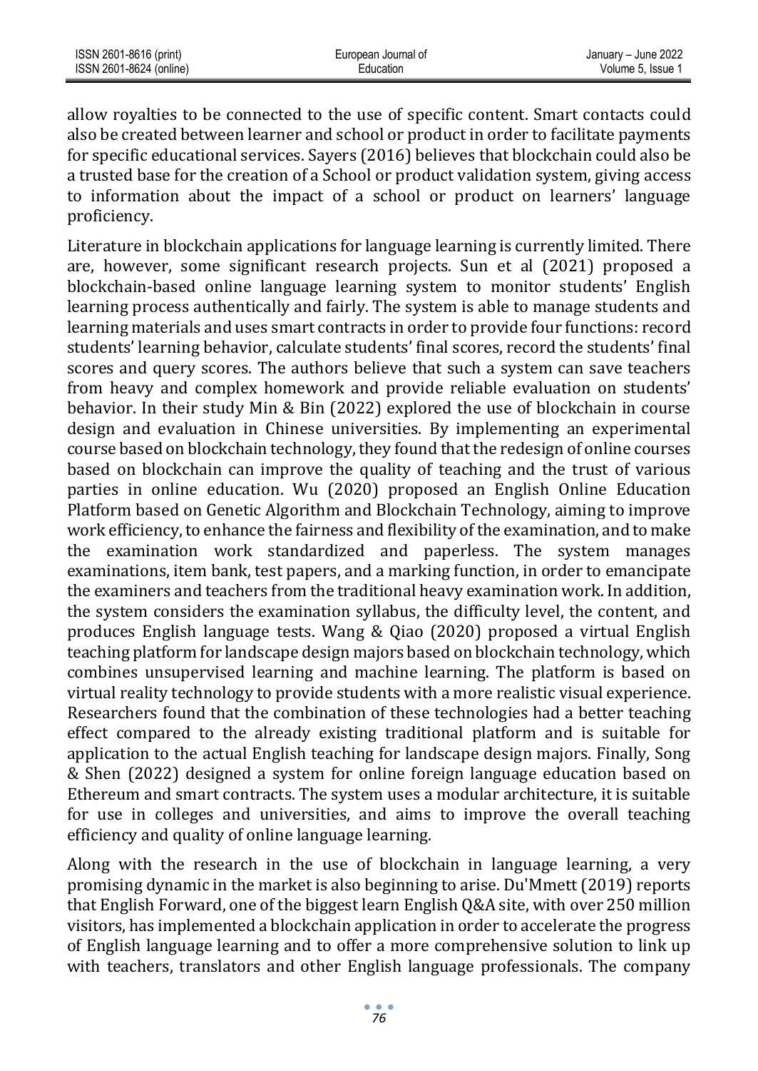allow royalties to be connected to the use of specific content. Smart contacts could also be created between learner and school or product in order to facilitate payments for specific educational services. Sayers (2016) believes that blockchain could also be a trusted base for the creation of a School or product validation system, giving access to information about the impact of a school or product on learners' language proficiency.

Literature in blockchain applications for language learning is currently limited. There are, however, some significant research projects. Sun et al (2021) proposed a blockchain-based online language learning system to monitor students' English learning process authentically and fairly. The system is able to manage students and learning materials and uses smart contracts in order to provide four functions: record students' learning behavior, calculate students' final scores, record the students' final scores and query scores. The authors believe that such a system can save teachers from heavy and complex homework and provide reliable evaluation on students' behavior. In their study Min & Bin (2022) explored the use of blockchain in course design and evaluation in Chinese universities. By implementing an experimental course based on blockchain technology, they found that the redesign of online courses based on blockchain can improve the quality of teaching and the trust of various parties in online education. Wu (2020) proposed an English Online Education Platform based on Genetic Algorithm and Blockchain Technology, aiming to improve work efficiency, to enhance the fairness and flexibility of the examination, and to make the examination work standardized and paperless. The system manages examinations, item bank, test papers, and a marking function, in order to emancipate the examiners and teachers from the traditional heavy examination work. In addition, the system considers the examination syllabus, the difficulty level, the content, and produces English language tests. Wang & Qiao (2020) proposed a virtual English teaching platform for landscape design majors based on blockchain technology, which combines unsupervised learning and machine learning. The platform is based on virtual reality technology to provide students with a more realistic visual experience. Researchers found that the combination of these technologies had a better teaching effect compared to the already existing traditional platform and is suitable for application to the actual English teaching for landscape design majors. Finally, Song & Shen (2022) designed a system for online foreign language education based on Ethereum and smart contracts. The system uses a modular architecture, it is suitable for use in colleges and universities, and aims to improve the overall teaching efficiency and quality of online language learning.

Along with the research in the use of blockchain in language learning, a very promising dynamic in the market is also beginning to arise. Du'Mmett (2019) reports that English Forward, one of the biggest learn English Q&A site, with over 250 million visitors, has implemented a blockchain application in order to accelerate the progress of English language learning and to offer a more comprehensive solution to link up with teachers, translators and other English language professionals. The company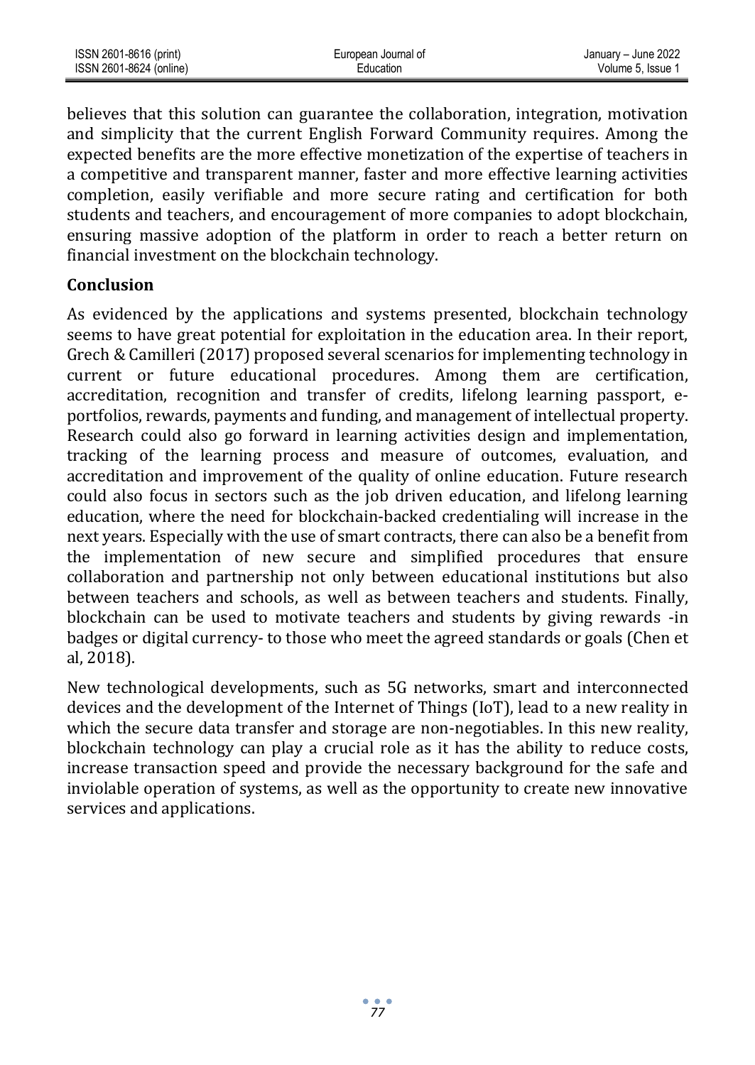believes that this solution can guarantee the collaboration, integration, motivation and simplicity that the current English Forward Community requires. Among the expected benefits are the more effective monetization of the expertise of teachers in a competitive and transparent manner, faster and more effective learning activities completion, easily verifiable and more secure rating and certification for both students and teachers, and encouragement of more companies to adopt blockchain, ensuring massive adoption of the platform in order to reach a better return on financial investment on the blockchain technology.

## Conclusion

As evidenced by the applications and systems presented, blockchain technology seems to have great potential for exploitation in the education area. In their report, Grech & Camilleri (2017) proposed several scenarios for implementing technology in current or future educational procedures. Among them are certification, accreditation, recognition and transfer of credits, lifelong learning passport, e-portfolios, rewards, payments and funding, and management of intellectual property. Research could also go forward in learning activities design and implementation, tracking of the learning process and measure of outcomes, evaluation, and accreditation and improvement of the quality of online education. Future research could also focus in sectors such as the job driven education, and lifelong learning education, where the need for blockchain-backed credentialing will increase in the next years. Especially with the use of smart contracts, there can also be a benefit from the implementation of new secure and simplified procedures that ensure collaboration and partnership not only between educational institutions but also between teachers and schools, as well as between teachers and students. Finally, blockchain can be used to motivate teachers and students by giving rewards -in badges or digital currency- to those who meet the agreed standards or goals (Chen et al, 2018).

New technological developments, such as 5G networks, smart and interconnected devices and the development of the Internet of Things (IoT), lead to a new reality in which the secure data transfer and storage are non-negotiables. In this new reality, blockchain technology can play a crucial role as it has the ability to reduce costs, increase transaction speed and provide the necessary background for the safe and inviolable operation of systems, as well as the opportunity to create new innovative services and applications.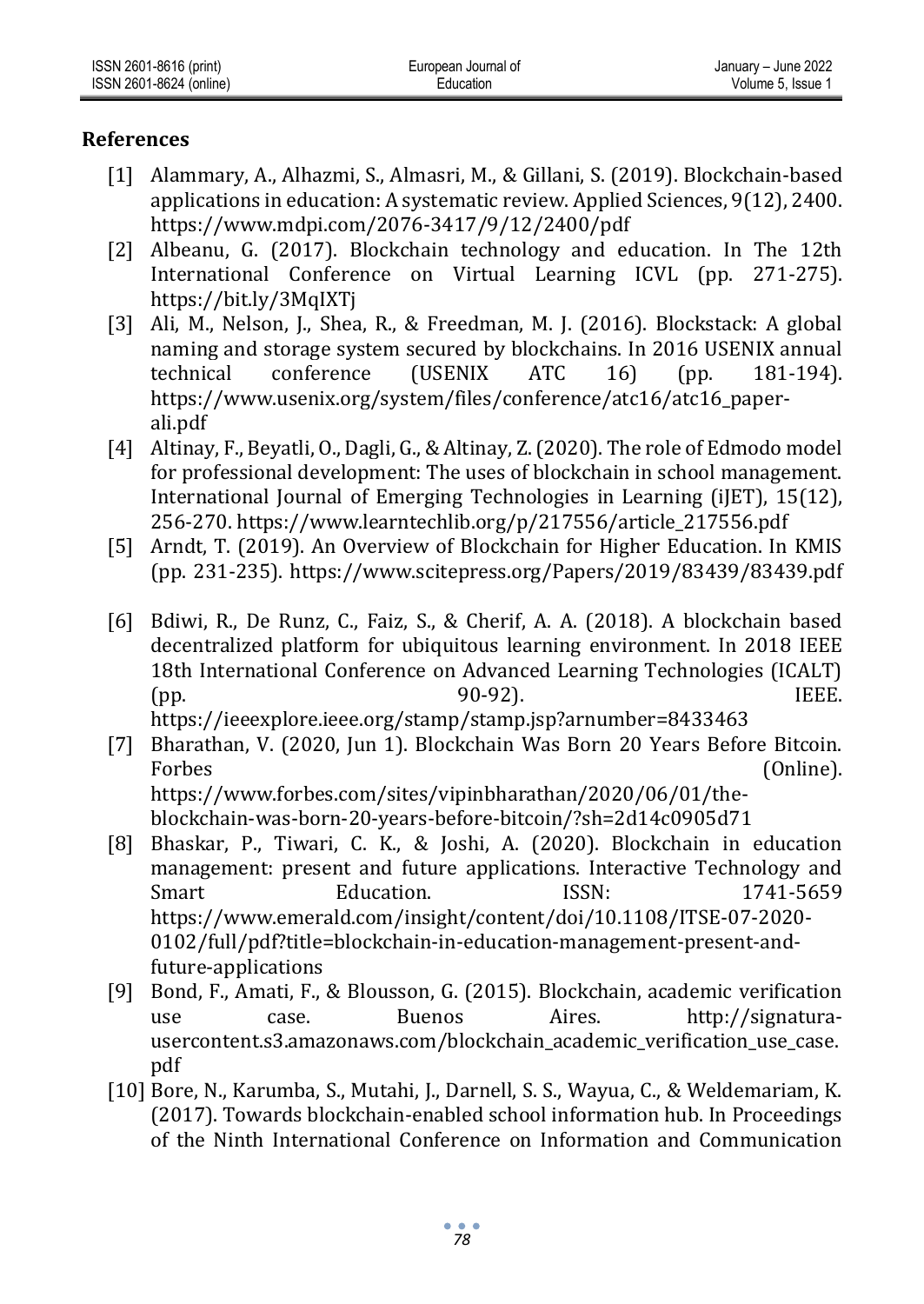## References

[1] Alammary, A., Alhazmi, S., Almasri, M., & Gillani, S. (2019). Blockchain-based applications in education: A systematic review. Applied Sciences, 9(12), 2400. https://www.mdpi.com/2076-3417/9/12/2400/pdf

[2] Albeanu, G. (2017). Blockchain technology and education. In The 12th International Conference on Virtual Learning ICVL (pp. 271-275). https://bit.ly/3MqIXTj

[3] Ali, M., Nelson, J., Shea, R., & Freedman, M. J. (2016). Blockstack: A global naming and storage system secured by blockchains. In 2016 USENIX annual technical conference (USENIX ATC 16) (pp. 181-194). https://www.usenix.org/system/files/conference/atc16/atc16_paper-ali.pdf

[4] Altinay, F., Beyatli, O., Dagli, G., & Altinay, Z. (2020). The role of Edmodo model for professional development: The uses of blockchain in school management. International Journal of Emerging Technologies in Learning (iJET), 15(12), 256-270. https://www.learntechlib.org/p/217556/article_217556.pdf

[5] Arndt, T. (2019). An Overview of Blockchain for Higher Education. In KMIS (pp. 231-235). https://www.scitepress.org/Papers/2019/83439/83439.pdf

[6] Bdiwi, R., De Runz, C., Faiz, S., & Cherif, A. A. (2018). A blockchain based decentralized platform for ubiquitous learning environment. In 2018 IEEE 18th International Conference on Advanced Learning Technologies (ICALT) (pp. 90-92). IEEE. https://ieeexplore.ieee.org/stamp/stamp.jsp?arnumber=8433463

[7] Bharathan, V. (2020, Jun 1). Blockchain Was Born 20 Years Before Bitcoin. Forbes (Online). https://www.forbes.com/sites/vipinbharathan/2020/06/01/the-blockchain-was-born-20-years-before-bitcoin/?sh=2d14c0905d71

[8] Bhaskar, P., Tiwari, C. K., & Joshi, A. (2020). Blockchain in education management: present and future applications. Interactive Technology and Smart Education. ISSN: 1741-5659 https://www.emerald.com/insight/content/doi/10.1108/ITSE-07-2020-0102/full/pdf?title=blockchain-in-education-management-present-and-future-applications

[9] Bond, F., Amati, F., & Blousson, G. (2015). Blockchain, academic verification use case. Buenos Aires. http://signatura-usercontent.s3.amazonaws.com/blockchain_academic_verification_use_case.pdf

[10] Bore, N., Karumba, S., Mutahi, J., Darnell, S. S., Wayua, C., & Weldemariam, K. (2017). Towards blockchain-enabled school information hub. In Proceedings of the Ninth International Conference on Information and Communication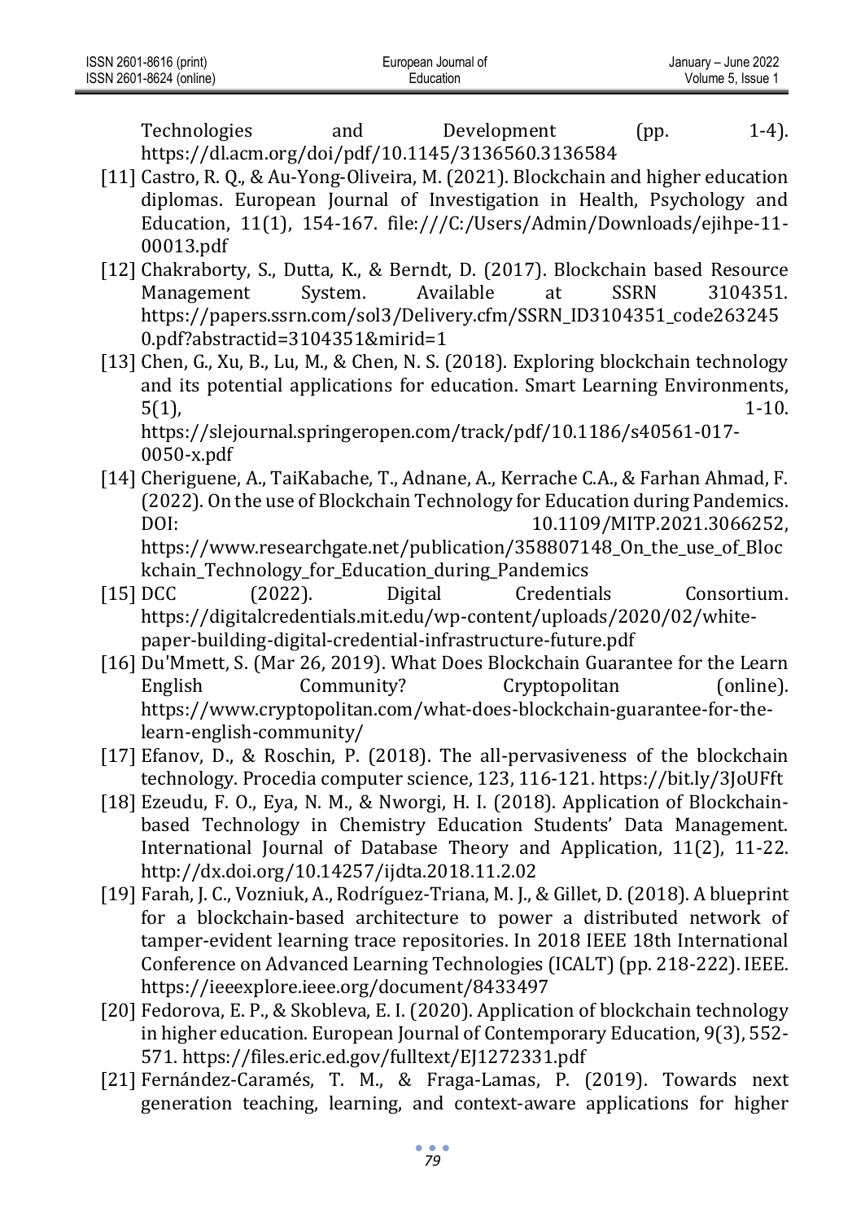Technologies and Development (pp. 1-4). https://dl.acm.org/doi/pdf/10.1145/3136560.3136584

[11] Castro, R. Q., & Au-Yong-Oliveira, M. (2021). Blockchain and higher education diplomas. European Journal of Investigation in Health, Psychology and Education, 11(1), 154-167. file:///C:/Users/Admin/Downloads/ejihpe-11-00013.pdf

[12] Chakraborty, S., Dutta, K., & Berndt, D. (2017). Blockchain based Resource Management System. Available at SSRN 3104351. https://papers.ssrn.com/sol3/Delivery.cfm/SSRN_ID3104351_code2632450.pdf?abstractid=3104351&mirid=1

[13] Chen, G., Xu, B., Lu, M., & Chen, N. S. (2018). Exploring blockchain technology and its potential applications for education. Smart Learning Environments, 5(1), 1-10. https://slejournal.springeropen.com/track/pdf/10.1186/s40561-017-0050-x.pdf

[14] Cheriguene, A., TaiKabache, T., Adnane, A., Kerrache C.A., & Farhan Ahmad, F. (2022). On the use of Blockchain Technology for Education during Pandemics. DOI: 10.1109/MITP.2021.3066252, https://www.researchgate.net/publication/358807148_On_the_use_of_Blockchain_Technology_for_Education_during_Pandemics

[15] DCC (2022). Digital Credentials Consortium. https://digitalcredentials.mit.edu/wp-content/uploads/2020/02/white-paper-building-digital-credential-infrastructure-future.pdf

[16] Du'Mmett, S. (Mar 26, 2019). What Does Blockchain Guarantee for the Learn English Community? Cryptopolitan (online). https://www.cryptopolitan.com/what-does-blockchain-guarantee-for-the-learn-english-community/

[17] Efanov, D., & Roschin, P. (2018). The all-pervasiveness of the blockchain technology. Procedia computer science, 123, 116-121. https://bit.ly/3JoUFft

[18] Ezeudu, F. O., Eya, N. M., & Nworgi, H. I. (2018). Application of Blockchain-based Technology in Chemistry Education Students' Data Management. International Journal of Database Theory and Application, 11(2), 11-22. http://dx.doi.org/10.14257/ijdta.2018.11.2.02

[19] Farah, J. C., Vozniuk, A., Rodríguez-Triana, M. J., & Gillet, D. (2018). A blueprint for a blockchain-based architecture to power a distributed network of tamper-evident learning trace repositories. In 2018 IEEE 18th International Conference on Advanced Learning Technologies (ICALT) (pp. 218-222). IEEE. https://ieeexplore.ieee.org/document/8433497

[20] Fedorova, E. P., & Skobleva, E. I. (2020). Application of blockchain technology in higher education. European Journal of Contemporary Education, 9(3), 552-571. https://files.eric.ed.gov/fulltext/EJ1272331.pdf

[21] Fernández-Caramés, T. M., & Fraga-Lamas, P. (2019). Towards next generation teaching, learning, and context-aware applications for higher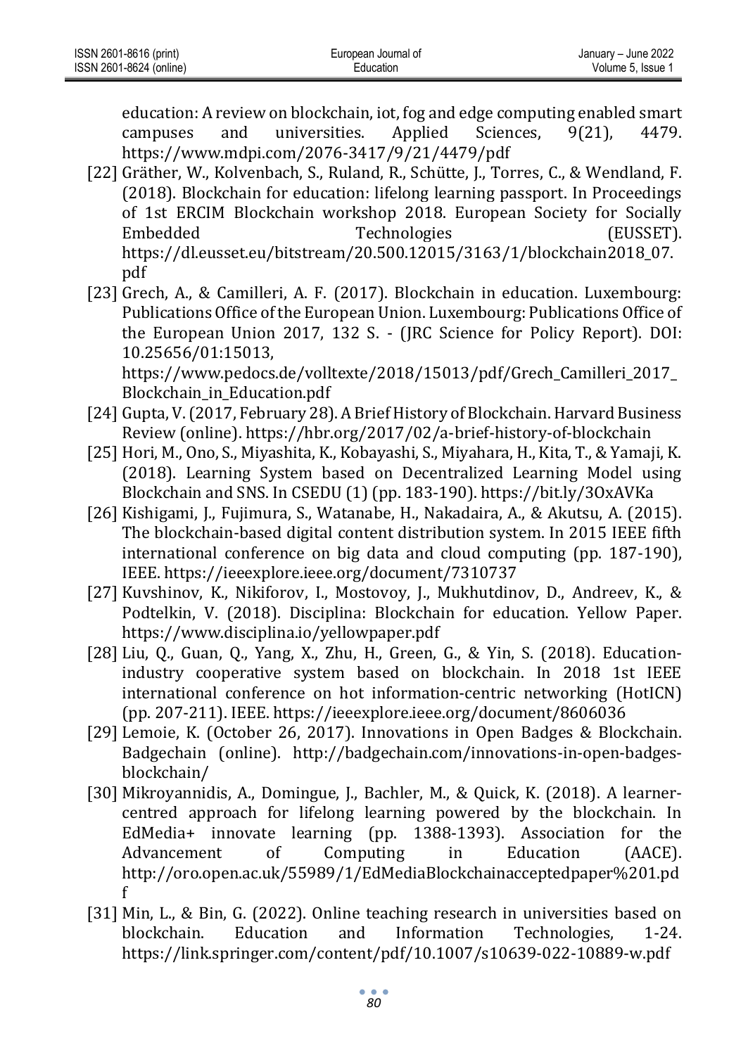education: A review on blockchain, iot, fog and edge computing enabled smart campuses and universities. Applied Sciences, 9(21), 4479. https://www.mdpi.com/2076-3417/9/21/4479/pdf

[22] Gräther, W., Kolvenbach, S., Ruland, R., Schütte, J., Torres, C., & Wendland, F. (2018). Blockchain for education: lifelong learning passport. In Proceedings of 1st ERCIM Blockchain workshop 2018. European Society for Socially Embedded Technologies (EUSSET). https://dl.eusset.eu/bitstream/20.500.12015/3163/1/blockchain2018_07.pdf

[23] Grech, A., & Camilleri, A. F. (2017). Blockchain in education. Luxembourg: Publications Office of the European Union. Luxembourg: Publications Office of the European Union 2017, 132 S. - (JRC Science for Policy Report). DOI: 10.25656/01:15013, https://www.pedocs.de/volltexte/2018/15013/pdf/Grech_Camilleri_2017_Blockchain_in_Education.pdf

[24] Gupta, V. (2017, February 28). A Brief History of Blockchain. Harvard Business Review (online). https://hbr.org/2017/02/a-brief-history-of-blockchain

[25] Hori, M., Ono, S., Miyashita, K., Kobayashi, S., Miyahara, H., Kita, T., & Yamaji, K. (2018). Learning System based on Decentralized Learning Model using Blockchain and SNS. In CSEDU (1) (pp. 183-190). https://bit.ly/3OxAVKa

[26] Kishigami, J., Fujimura, S., Watanabe, H., Nakadaira, A., & Akutsu, A. (2015). The blockchain-based digital content distribution system. In 2015 IEEE fifth international conference on big data and cloud computing (pp. 187-190), IEEE. https://ieeexplore.ieee.org/document/7310737

[27] Kuvshinov, K., Nikiforov, I., Mostovoy, J., Mukhutdinov, D., Andreev, K., & Podtelkin, V. (2018). Disciplina: Blockchain for education. Yellow Paper. https://www.disciplina.io/yellowpaper.pdf

[28] Liu, Q., Guan, Q., Yang, X., Zhu, H., Green, G., & Yin, S. (2018). Education-industry cooperative system based on blockchain. In 2018 1st IEEE international conference on hot information-centric networking (HotICN) (pp. 207-211). IEEE. https://ieeexplore.ieee.org/document/8606036

[29] Lemoie, K. (October 26, 2017). Innovations in Open Badges & Blockchain. Badgechain (online). http://badgechain.com/innovations-in-open-badges-blockchain/

[30] Mikroyannidis, A., Domingue, J., Bachler, M., & Quick, K. (2018). A learner-centred approach for lifelong learning powered by the blockchain. In EdMedia+ innovate learning (pp. 1388-1393). Association for the Advancement of Computing in Education (AACE). http://oro.open.ac.uk/55989/1/EdMediaBlockchainacceptedpaper%201.pdf

[31] Min, L., & Bin, G. (2022). Online teaching research in universities based on blockchain. Education and Information Technologies, 1-24. https://link.springer.com/content/pdf/10.1007/s10639-022-10889-w.pdf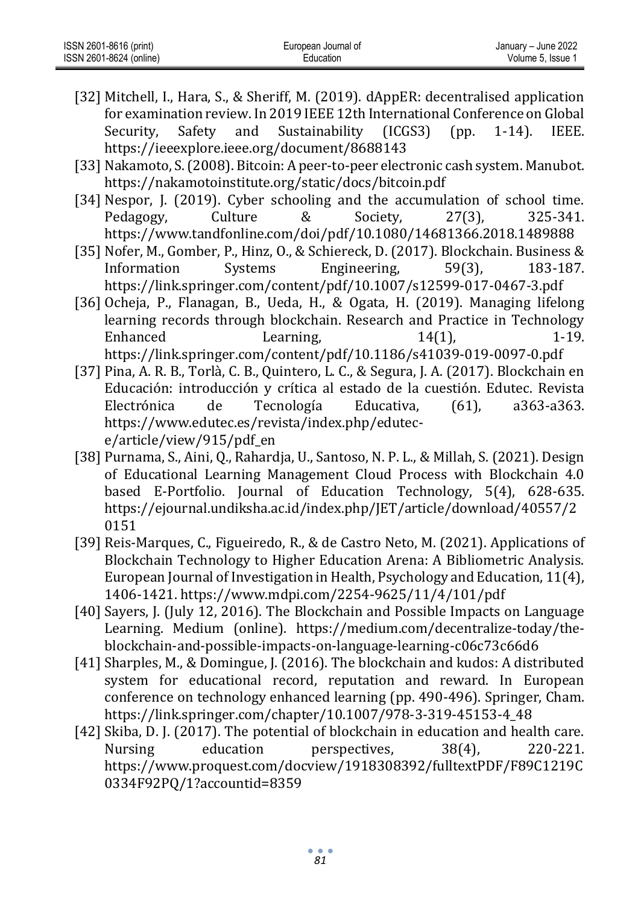[32] Mitchell, I., Hara, S., & Sheriff, M. (2019). dAppER: decentralised application for examination review. In 2019 IEEE 12th International Conference on Global Security, Safety and Sustainability (ICGS3) (pp. 1-14). IEEE. https://ieeexplore.ieee.org/document/8688143

[33] Nakamoto, S. (2008). Bitcoin: A peer-to-peer electronic cash system. Manubot. https://nakamotoinstitute.org/static/docs/bitcoin.pdf

[34] Nespor, J. (2019). Cyber schooling and the accumulation of school time. Pedagogy, Culture & Society, 27(3), 325-341. https://www.tandfonline.com/doi/pdf/10.1080/14681366.2018.1489888

[35] Nofer, M., Gomber, P., Hinz, O., & Schiereck, D. (2017). Blockchain. Business & Information Systems Engineering, 59(3), 183-187. https://link.springer.com/content/pdf/10.1007/s12599-017-0467-3.pdf

[36] Ocheja, P., Flanagan, B., Ueda, H., & Ogata, H. (2019). Managing lifelong learning records through blockchain. Research and Practice in Technology Enhanced Learning, 14(1), 1-19. https://link.springer.com/content/pdf/10.1186/s41039-019-0097-0.pdf

[37] Pina, A. R. B., Torlà, C. B., Quintero, L. C., & Segura, J. A. (2017). Blockchain en Educación: introducción y crítica al estado de la cuestión. Edutec. Revista Electrónica de Tecnología Educativa, (61), a363-a363. https://www.edutec.es/revista/index.php/edutec-e/article/view/915/pdf_en

[38] Purnama, S., Aini, Q., Rahardja, U., Santoso, N. P. L., & Millah, S. (2021). Design of Educational Learning Management Cloud Process with Blockchain 4.0 based E-Portfolio. Journal of Education Technology, 5(4), 628-635. https://ejournal.undiksha.ac.id/index.php/JET/article/download/40557/20151

[39] Reis-Marques, C., Figueiredo, R., & de Castro Neto, M. (2021). Applications of Blockchain Technology to Higher Education Arena: A Bibliometric Analysis. European Journal of Investigation in Health, Psychology and Education, 11(4), 1406-1421. https://www.mdpi.com/2254-9625/11/4/101/pdf

[40] Sayers, J. (July 12, 2016). The Blockchain and Possible Impacts on Language Learning. Medium (online). https://medium.com/decentralize-today/the-blockchain-and-possible-impacts-on-language-learning-c06c73c66d6

[41] Sharples, M., & Domingue, J. (2016). The blockchain and kudos: A distributed system for educational record, reputation and reward. In European conference on technology enhanced learning (pp. 490-496). Springer, Cham. https://link.springer.com/chapter/10.1007/978-3-319-45153-4_48

[42] Skiba, D. J. (2017). The potential of blockchain in education and health care. Nursing education perspectives, 38(4), 220-221. https://www.proquest.com/docview/1918308392/fulltextPDF/F89C1219C0334F92PQ/1?accountid=8359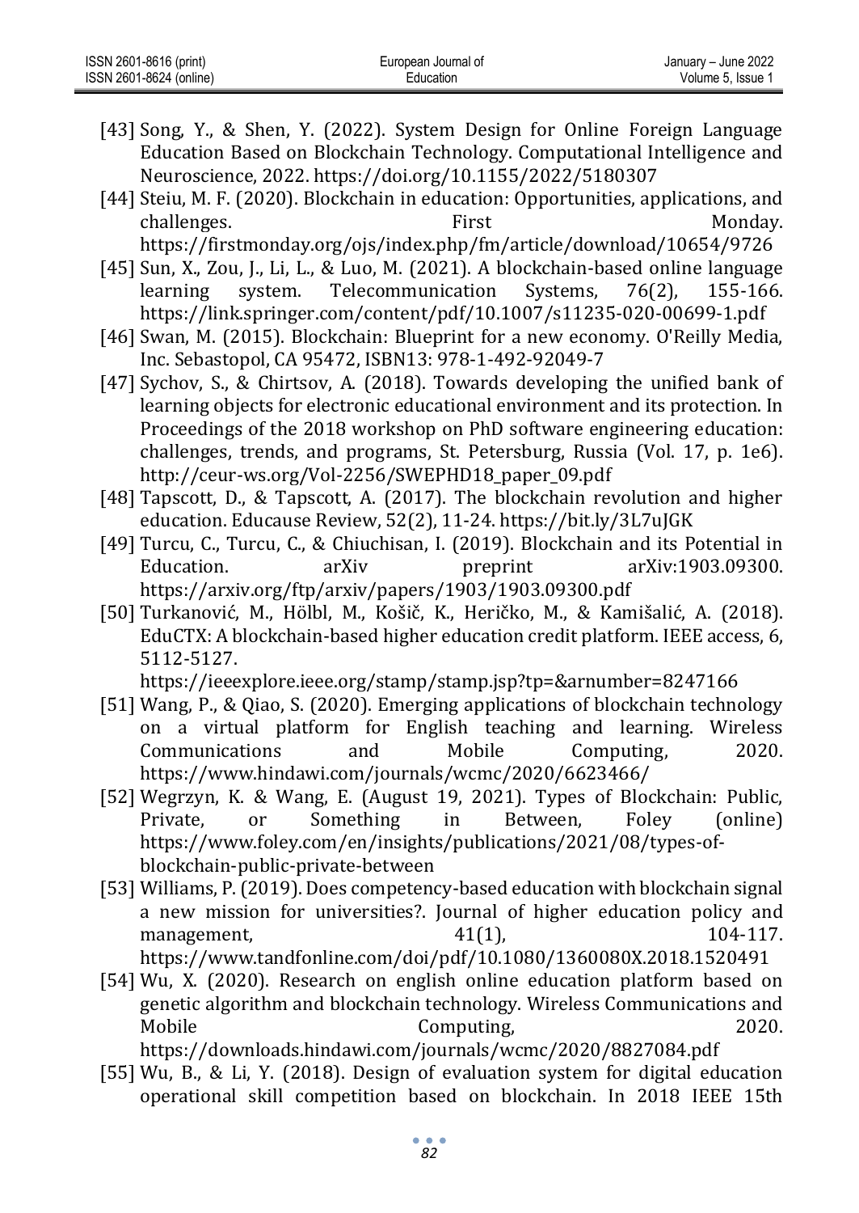[43] Song, Y., & Shen, Y. (2022). System Design for Online Foreign Language Education Based on Blockchain Technology. Computational Intelligence and Neuroscience, 2022. https://doi.org/10.1155/2022/5180307

[44] Steiu, M. F. (2020). Blockchain in education: Opportunities, applications, and challenges. First Monday. https://firstmonday.org/ojs/index.php/fm/article/download/10654/9726

[45] Sun, X., Zou, J., Li, L., & Luo, M. (2021). A blockchain-based online language learning system. Telecommunication Systems, 76(2), 155-166. https://link.springer.com/content/pdf/10.1007/s11235-020-00699-1.pdf

[46] Swan, M. (2015). Blockchain: Blueprint for a new economy. O'Reilly Media, Inc. Sebastopol, CA 95472, ISBN13: 978-1-492-92049-7

[47] Sychov, S., & Chirtsov, A. (2018). Towards developing the unified bank of learning objects for electronic educational environment and its protection. In Proceedings of the 2018 workshop on PhD software engineering education: challenges, trends, and programs, St. Petersburg, Russia (Vol. 17, p. 1e6). http://ceur-ws.org/Vol-2256/SWEPHD18_paper_09.pdf

[48] Tapscott, D., & Tapscott, A. (2017). The blockchain revolution and higher education. Educause Review, 52(2), 11-24. https://bit.ly/3L7uJGK

[49] Turcu, C., Turcu, C., & Chiuchisan, I. (2019). Blockchain and its Potential in Education. arXiv preprint arXiv:1903.09300. https://arxiv.org/ftp/arxiv/papers/1903/1903.09300.pdf

[50] Turkanović, M., Hölbl, M., Košič, K., Heričko, M., & Kamišalić, A. (2018). EduCTX: A blockchain-based higher education credit platform. IEEE access, 6, 5112-5127. https://ieeexplore.ieee.org/stamp/stamp.jsp?tp=&arnumber=8247166

[51] Wang, P., & Qiao, S. (2020). Emerging applications of blockchain technology on a virtual platform for English teaching and learning. Wireless Communications and Mobile Computing, 2020. https://www.hindawi.com/journals/wcmc/2020/6623466/

[52] Wegrzyn, K. & Wang, E. (August 19, 2021). Types of Blockchain: Public, Private, or Something in Between, Foley (online) https://www.foley.com/en/insights/publications/2021/08/types-of-blockchain-public-private-between

[53] Williams, P. (2019). Does competency-based education with blockchain signal a new mission for universities?. Journal of higher education policy and management, 41(1), 104-117. https://www.tandfonline.com/doi/pdf/10.1080/1360080X.2018.1520491

[54] Wu, X. (2020). Research on english online education platform based on genetic algorithm and blockchain technology. Wireless Communications and Mobile Computing, 2020. https://downloads.hindawi.com/journals/wcmc/2020/8827084.pdf

[55] Wu, B., & Li, Y. (2018). Design of evaluation system for digital education operational skill competition based on blockchain. In 2018 IEEE 15th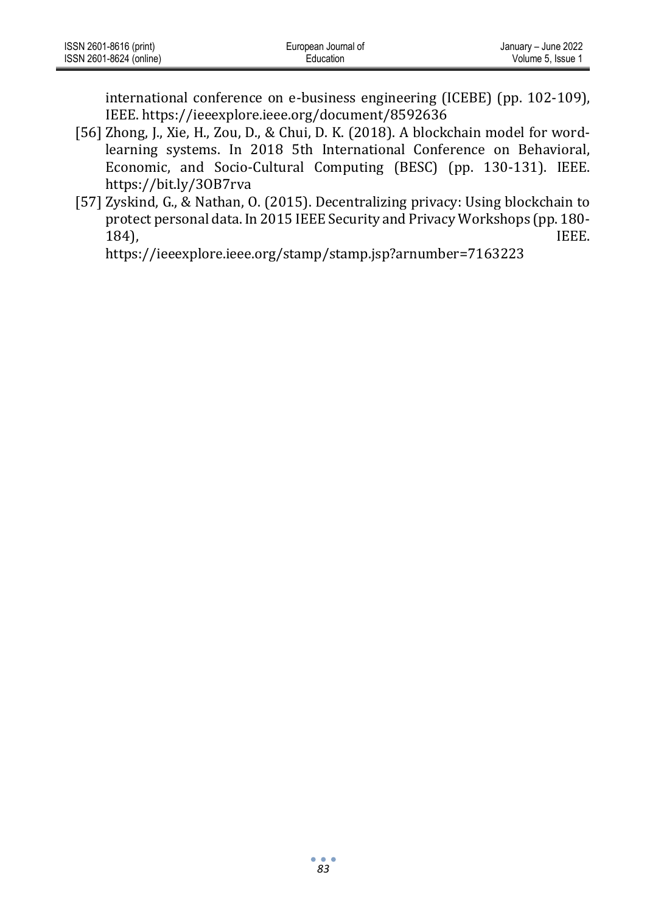international conference on e-business engineering (ICEBE) (pp. 102-109), IEEE. https://ieeexplore.ieee.org/document/8592636

[56] Zhong, J., Xie, H., Zou, D., & Chui, D. K. (2018). A blockchain model for word-learning systems. In 2018 5th International Conference on Behavioral, Economic, and Socio-Cultural Computing (BESC) (pp. 130-131). IEEE. https://bit.ly/3OB7rva

[57] Zyskind, G., & Nathan, O. (2015). Decentralizing privacy: Using blockchain to protect personal data. In 2015 IEEE Security and Privacy Workshops (pp. 180-184), IEEE. https://ieeexplore.ieee.org/stamp/stamp.jsp?arnumber=7163223